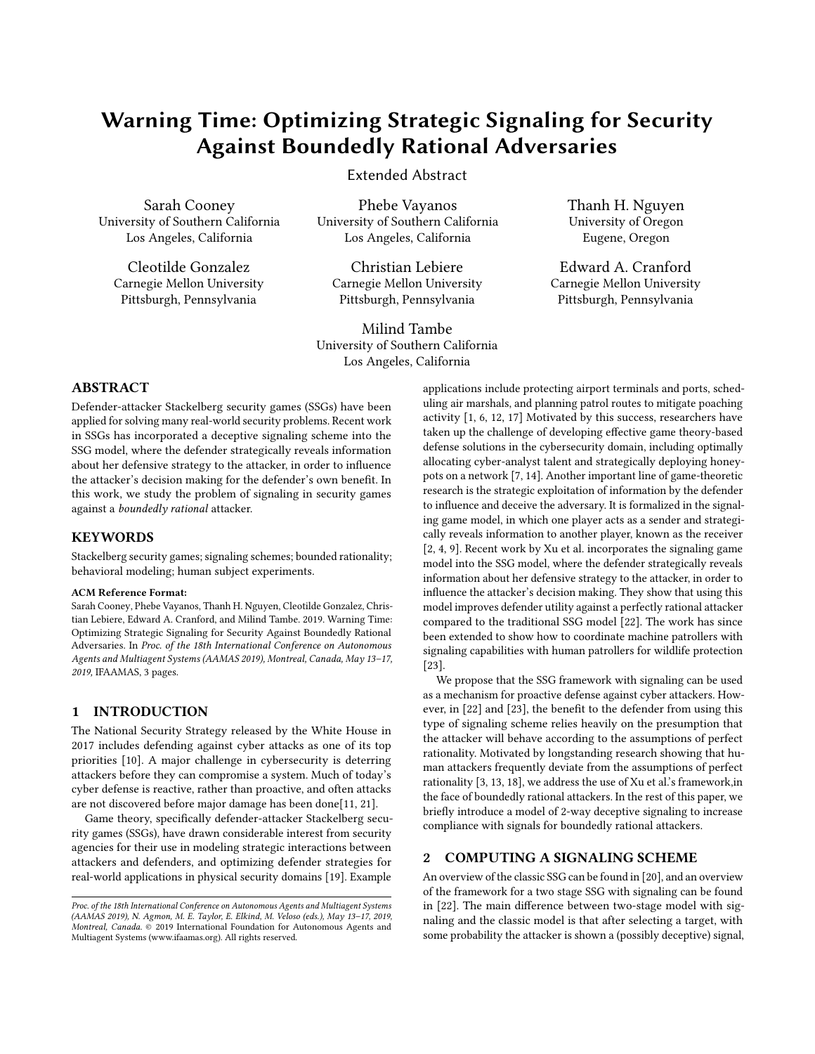# Warning Time: Optimizing Strategic Signaling for Security Against Boundedly Rational Adversaries

Extended Abstract

Sarah Cooney
University of Southern California
Los Angeles, California

Phebe Vayanos
University of Southern California
Los Angeles, California

Thanh H. Nguyen
University of Oregon
Eugene, Oregon

Cleotilde Gonzalez
Carnegie Mellon University
Pittsburgh, Pennsylvania

Christian Lebiere
Carnegie Mellon University
Pittsburgh, Pennsylvania

Edward A. Cranford
Carnegie Mellon University
Pittsburgh, Pennsylvania

Milind Tambe
University of Southern California
Los Angeles, California

## ABSTRACT

Defender-attacker Stackelberg security games (SSGs) have been applied for solving many real-world security problems. Recent work in SSGs has incorporated a deceptive signaling scheme into the SSG model, where the defender strategically reveals information about her defensive strategy to the attacker, in order to influence the attacker's decision making for the defender's own benefit. In this work, we study the problem of signaling in security games against a *boundedly rational* attacker.

## KEYWORDS

Stackelberg security games; signaling schemes; bounded rationality; behavioral modeling; human subject experiments.

**ACM Reference Format:**
Sarah Cooney, Phebe Vayanos, Thanh H. Nguyen, Cleotilde Gonzalez, Christian Lebiere, Edward A. Cranford, and Milind Tambe. 2019. Warning Time: Optimizing Strategic Signaling for Security Against Boundedly Rational Adversaries. In *Proc. of the 18th International Conference on Autonomous Agents and Multiagent Systems (AAMAS 2019), Montreal, Canada, May 13–17, 2019,* IFAAMAS, 3 pages.

## 1 INTRODUCTION

The National Security Strategy released by the White House in 2017 includes defending against cyber attacks as one of its top priorities [10]. A major challenge in cybersecurity is deterring attackers before they can compromise a system. Much of today's cyber defense is reactive, rather than proactive, and often attacks are not discovered before major damage has been done[11, 21].

Game theory, specifically defender-attacker Stackelberg security games (SSGs), have drawn considerable interest from security agencies for their use in modeling strategic interactions between attackers and defenders, and optimizing defender strategies for real-world applications in physical security domains [19]. Example applications include protecting airport terminals and ports, scheduling air marshals, and planning patrol routes to mitigate poaching activity [1, 6, 12, 17] Motivated by this success, researchers have taken up the challenge of developing effective game theory-based defense solutions in the cybersecurity domain, including optimally allocating cyber-analyst talent and strategically deploying honeypots on a network [7, 14]. Another important line of game-theoretic research is the strategic exploitation of information by the defender to influence and deceive the adversary. It is formalized in the signaling game model, in which one player acts as a sender and strategically reveals information to another player, known as the receiver [2, 4, 9]. Recent work by Xu et al. incorporates the signaling game model into the SSG model, where the defender strategically reveals information about her defensive strategy to the attacker, in order to influence the attacker's decision making. They show that using this model improves defender utility against a perfectly rational attacker compared to the traditional SSG model [22]. The work has since been extended to show how to coordinate machine patrollers with signaling capabilities with human patrollers for wildlife protection [23].

We propose that the SSG framework with signaling can be used as a mechanism for proactive defense against cyber attackers. However, in [22] and [23], the benefit to the defender from using this type of signaling scheme relies heavily on the presumption that the attacker will behave according to the assumptions of perfect rationality. Motivated by longstanding research showing that human attackers frequently deviate from the assumptions of perfect rationality [3, 13, 18], we address the use of Xu et al.'s framework,in the face of boundedly rational attackers. In the rest of this paper, we briefly introduce a model of 2-way deceptive signaling to increase compliance with signals for boundedly rational attackers.

## 2 COMPUTING A SIGNALING SCHEME

An overview of the classic SSG can be found in [20], and an overview of the framework for a two stage SSG with signaling can be found in [22]. The main difference between two-stage model with signaling and the classic model is that after selecting a target, with some probability the attacker is shown a (possibly deceptive) signal,

*Proc. of the 18th International Conference on Autonomous Agents and Multiagent Systems (AAMAS 2019), N. Agmon, M. E. Taylor, E. Elkind, M. Veloso (eds.), May 13–17, 2019, Montreal, Canada.* © 2019 International Foundation for Autonomous Agents and Multiagent Systems (www.ifaamas.org). All rights reserved.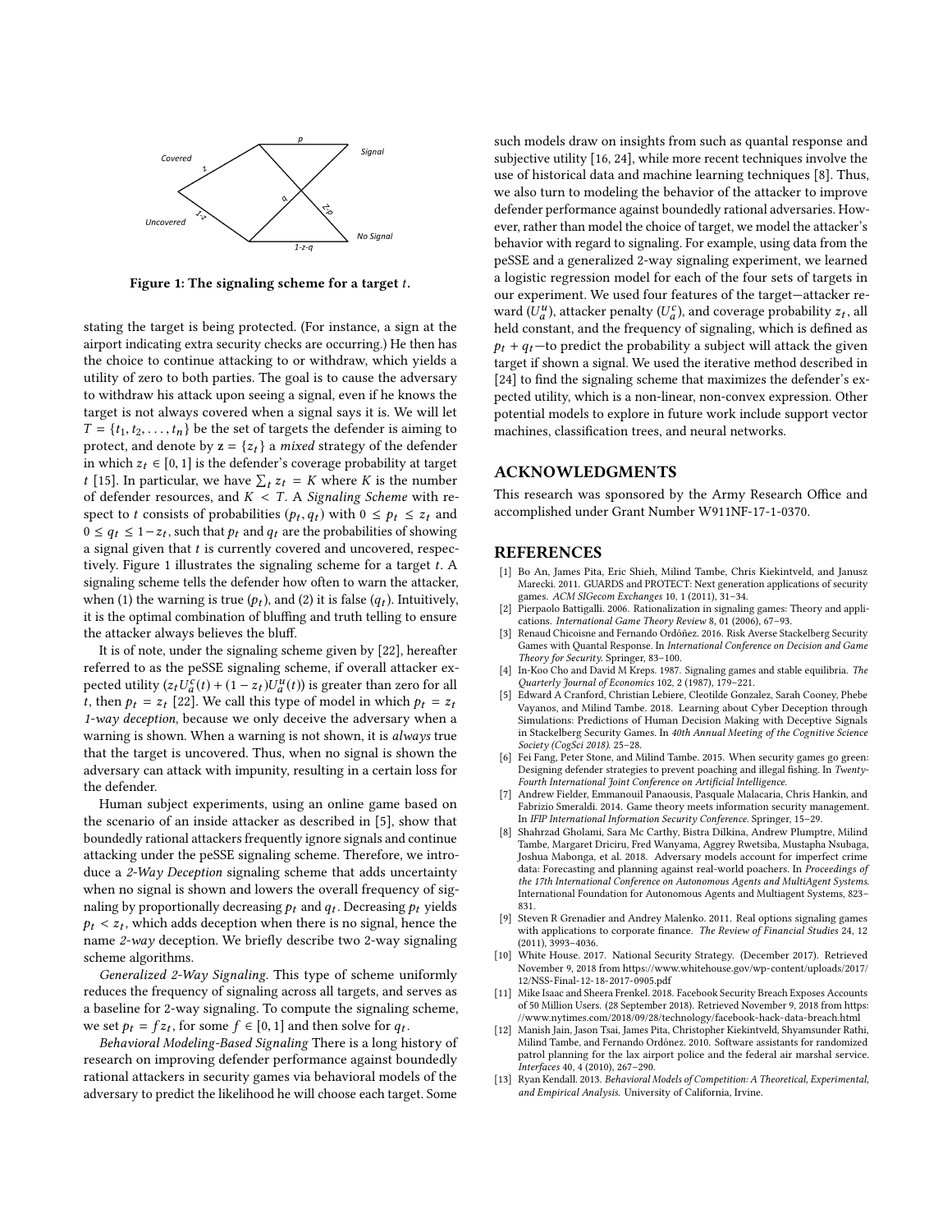Figure 1: The signaling scheme for a target $t$.

stating the target is being protected. (For instance, a sign at the airport indicating extra security checks are occurring.) He then has the choice to continue attacking to or withdraw, which yields a utility of zero to both parties. The goal is to cause the adversary to withdraw his attack upon seeing a signal, even if he knows the target is not always covered when a signal says it is. We will let $T = \{t_1, t_2, \ldots, t_n\}$ be the set of targets the defender is aiming to protect, and denote by $\mathbf{z} = \{z_t\}$ a *mixed* strategy of the defender in which $z_t \in [0, 1]$ is the defender's coverage probability at target $t$ [15]. In particular, we have $\sum_t z_t = K$ where $K$ is the number of defender resources, and $K < T$. A *Signaling Scheme* with respect to $t$ consists of probabilities $(p_t, q_t)$ with $0 \le p_t \le z_t$ and $0 \le q_t \le 1 - z_t$, such that $p_t$ and $q_t$ are the probabilities of showing a signal given that $t$ is currently covered and uncovered, respectively. Figure 1 illustrates the signaling scheme for a target $t$. A signaling scheme tells the defender how often to warn the attacker, when (1) the warning is true ($p_t$), and (2) it is false ($q_t$). Intuitively, it is the optimal combination of bluffing and truth telling to ensure the attacker always believes the bluff.

It is of note, under the signaling scheme given by [22], hereafter referred to as the peSSE signaling scheme, if overall attacker expected utility $(z_t U_a^c(t) + (1 - z_t) U_a^u(t))$ is greater than zero for all $t$, then $p_t = z_t$ [22]. We call this type of model in which $p_t = z_t$ *1-way deception*, because we only deceive the adversary when a warning is shown. When a warning is not shown, it is *always* true that the target is uncovered. Thus, when no signal is shown the adversary can attack with impunity, resulting in a certain loss for the defender.

Human subject experiments, using an online game based on the scenario of an inside attacker as described in [5], show that boundedly rational attackers frequently ignore signals and continue attacking under the peSSE signaling scheme. Therefore, we introduce a *2-Way Deception* signaling scheme that adds uncertainty when no signal is shown and lowers the overall frequency of signaling by proportionally decreasing $p_t$ and $q_t$. Decreasing $p_t$ yields $p_t < z_t$, which adds deception when there is no signal, hence the name *2-way* deception. We briefly describe two 2-way signaling scheme algorithms.

*Generalized 2-Way Signaling.* This type of scheme uniformly reduces the frequency of signaling across all targets, and serves as a baseline for 2-way signaling. To compute the signaling scheme, we set $p_t = f z_t$, for some $f \in [0, 1]$ and then solve for $q_t$.

*Behavioral Modeling-Based Signaling* There is a long history of research on improving defender performance against boundedly rational attackers in security games via behavioral models of the adversary to predict the likelihood he will choose each target. Some such models draw on insights from such as quantal response and subjective utility [16, 24], while more recent techniques involve the use of historical data and machine learning techniques [8]. Thus, we also turn to modeling the behavior of the attacker to improve defender performance against boundedly rational adversaries. However, rather than model the choice of target, we model the attacker's behavior with regard to signaling. For example, using data from the peSSE and a generalized 2-way signaling experiment, we learned a logistic regression model for each of the four sets of targets in our experiment. We used four features of the target—attacker reward ($U_a^u$), attacker penalty ($U_a^c$), and coverage probability $z_t$, all held constant, and the frequency of signaling, which is defined as $p_t + q_t$—to predict the probability a subject will attack the given target if shown a signal. We used the iterative method described in [24] to find the signaling scheme that maximizes the defender's expected utility, which is a non-linear, non-convex expression. Other potential models to explore in future work include support vector machines, classification trees, and neural networks.

## ACKNOWLEDGMENTS

This research was sponsored by the Army Research Office and accomplished under Grant Number W911NF-17-1-0370.

## REFERENCES

[1] Bo An, James Pita, Eric Shieh, Milind Tambe, Chris Kiekintveld, and Janusz Marecki. 2011. GUARDS and PROTECT: Next generation applications of security games. *ACM SIGecom Exchanges* 10, 1 (2011), 31–34.

[2] Pierpaolo Battigalli. 2006. Rationalization in signaling games: Theory and applications. *International Game Theory Review* 8, 01 (2006), 67–93.

[3] Renaud Chicoisne and Fernando Ordóñez. 2016. Risk Averse Stackelberg Security Games with Quantal Response. In *International Conference on Decision and Game Theory for Security*. Springer, 83–100.

[4] In-Koo Cho and David M Kreps. 1987. Signaling games and stable equilibria. *The Quarterly Journal of Economics* 102, 2 (1987), 179–221.

[5] Edward A Cranford, Christian Lebiere, Cleotilde Gonzalez, Sarah Cooney, Phebe Vayanos, and Milind Tambe. 2018. Learning about Cyber Deception through Simulations: Predictions of Human Decision Making with Deceptive Signals in Stackelberg Security Games. In *40th Annual Meeting of the Cognitive Science Society (CogSci 2018)*. 25–28.

[6] Fei Fang, Peter Stone, and Milind Tambe. 2015. When security games go green: Designing defender strategies to prevent poaching and illegal fishing. In *Twenty-Fourth International Joint Conference on Artificial Intelligence*.

[7] Andrew Fielder, Emmanouil Panaousis, Pasquale Malacaria, Chris Hankin, and Fabrizio Smeraldi. 2014. Game theory meets information security management. In *IFIP International Information Security Conference*. Springer, 15–29.

[8] Shahrzad Gholami, Sara Mc Carthy, Bistra Dilkina, Andrew Plumptre, Milind Tambe, Margaret Driciru, Fred Wanyama, Aggrey Rwetsiba, Mustapha Nsubaga, Joshua Mabonga, et al. 2018. Adversary models account for imperfect crime data: Forecasting and planning against real-world poachers. In *Proceedings of the 17th International Conference on Autonomous Agents and MultiAgent Systems*. International Foundation for Autonomous Agents and Multiagent Systems, 823–831.

[9] Steven R Grenadier and Andrey Malenko. 2011. Real options signaling games with applications to corporate finance. *The Review of Financial Studies* 24, 12 (2011), 3993–4036.

[10] White House. 2017. National Security Strategy. (December 2017). Retrieved November 9, 2018 from https://www.whitehouse.gov/wp-content/uploads/2017/12/NSS-Final-12-18-2017-0905.pdf

[11] Mike Isaac and Sheera Frenkel. 2018. Facebook Security Breach Exposes Accounts of 50 Million Users. (28 September 2018). Retrieved November 9, 2018 from https://www.nytimes.com/2018/09/28/technology/facebook-hack-data-breach.html

[12] Manish Jain, Jason Tsai, James Pita, Christopher Kiekintveld, Shyamsunder Rathi, Milind Tambe, and Fernando Ordónez. 2010. Software assistants for randomized patrol planning for the lax airport police and the federal air marshal service. *Interfaces* 40, 4 (2010), 267–290.

[13] Ryan Kendall. 2013. *Behavioral Models of Competition: A Theoretical, Experimental, and Empirical Analysis.* University of California, Irvine.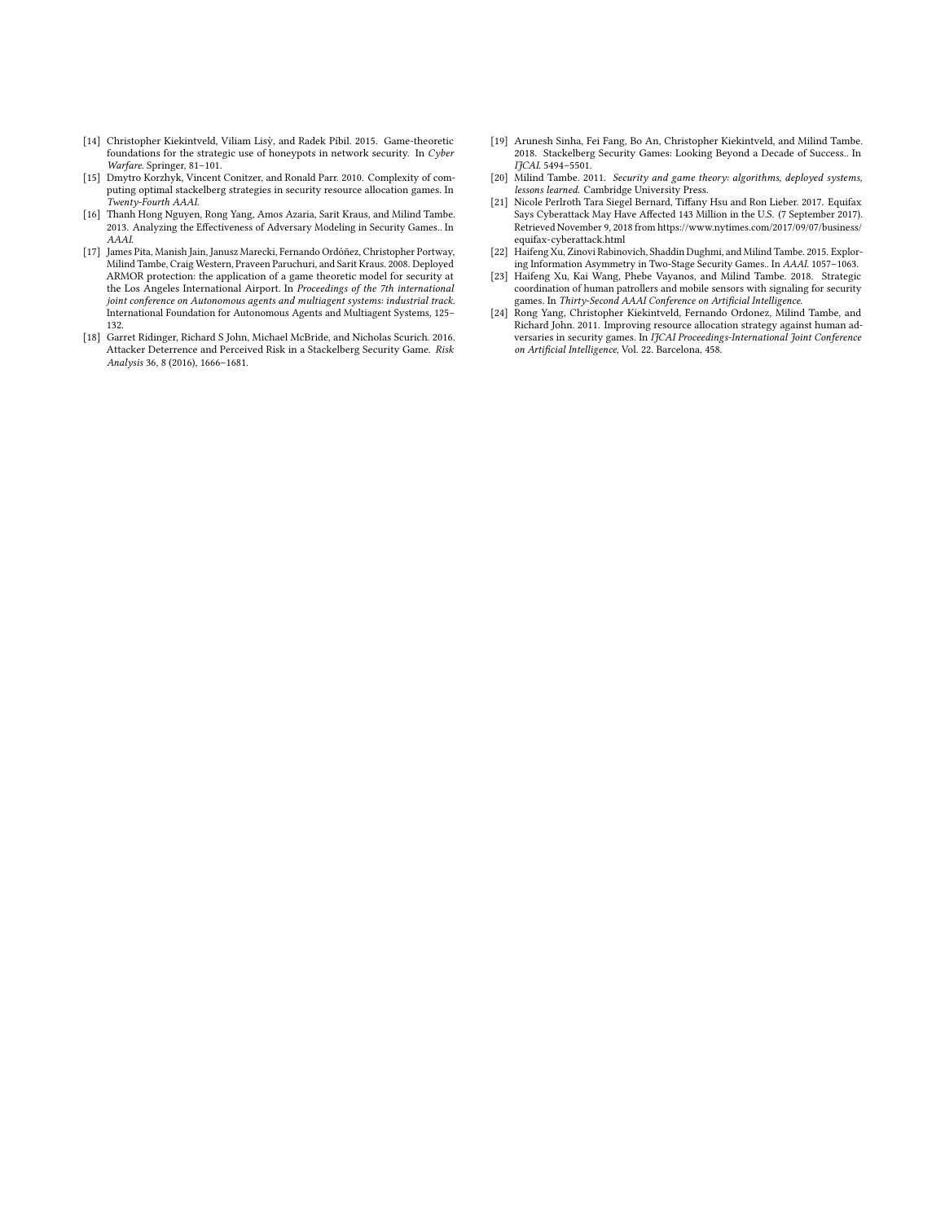[14] Christopher Kiekintveld, Viliam Lisỳ, and Radek Píbil. 2015. Game-theoretic foundations for the strategic use of honeypots in network security. In *Cyber Warfare*. Springer, 81–101.

[15] Dmytro Korzhyk, Vincent Conitzer, and Ronald Parr. 2010. Complexity of computing optimal stackelberg strategies in security resource allocation games. In *Twenty-Fourth AAAI*.

[16] Thanh Hong Nguyen, Rong Yang, Amos Azaria, Sarit Kraus, and Milind Tambe. 2013. Analyzing the Effectiveness of Adversary Modeling in Security Games.. In *AAAI*.

[17] James Pita, Manish Jain, Janusz Marecki, Fernando Ordóñez, Christopher Portway, Milind Tambe, Craig Western, Praveen Paruchuri, and Sarit Kraus. 2008. Deployed ARMOR protection: the application of a game theoretic model for security at the Los Angeles International Airport. In *Proceedings of the 7th international joint conference on Autonomous agents and multiagent systems: industrial track*. International Foundation for Autonomous Agents and Multiagent Systems, 125–132.

[18] Garret Ridinger, Richard S John, Michael McBride, and Nicholas Scurich. 2016. Attacker Deterrence and Perceived Risk in a Stackelberg Security Game. *Risk Analysis* 36, 8 (2016), 1666–1681.

[19] Arunesh Sinha, Fei Fang, Bo An, Christopher Kiekintveld, and Milind Tambe. 2018. Stackelberg Security Games: Looking Beyond a Decade of Success.. In *IJCAI*. 5494–5501.

[20] Milind Tambe. 2011. *Security and game theory: algorithms, deployed systems, lessons learned*. Cambridge University Press.

[21] Nicole Perlroth Tara Siegel Bernard, Tiffany Hsu and Ron Lieber. 2017. Equifax Says Cyberattack May Have Affected 143 Million in the U.S. (7 September 2017). Retrieved November 9, 2018 from https://www.nytimes.com/2017/09/07/business/equifax-cyberattack.html

[22] Haifeng Xu, Zinovi Rabinovich, Shaddin Dughmi, and Milind Tambe. 2015. Exploring Information Asymmetry in Two-Stage Security Games.. In *AAAI*. 1057–1063.

[23] Haifeng Xu, Kai Wang, Phebe Vayanos, and Milind Tambe. 2018. Strategic coordination of human patrollers and mobile sensors with signaling for security games. In *Thirty-Second AAAI Conference on Artificial Intelligence*.

[24] Rong Yang, Christopher Kiekintveld, Fernando Ordonez, Milind Tambe, and Richard John. 2011. Improving resource allocation strategy against human adversaries in security games. In *IJCAI Proceedings-International Joint Conference on Artificial Intelligence*, Vol. 22. Barcelona, 458.